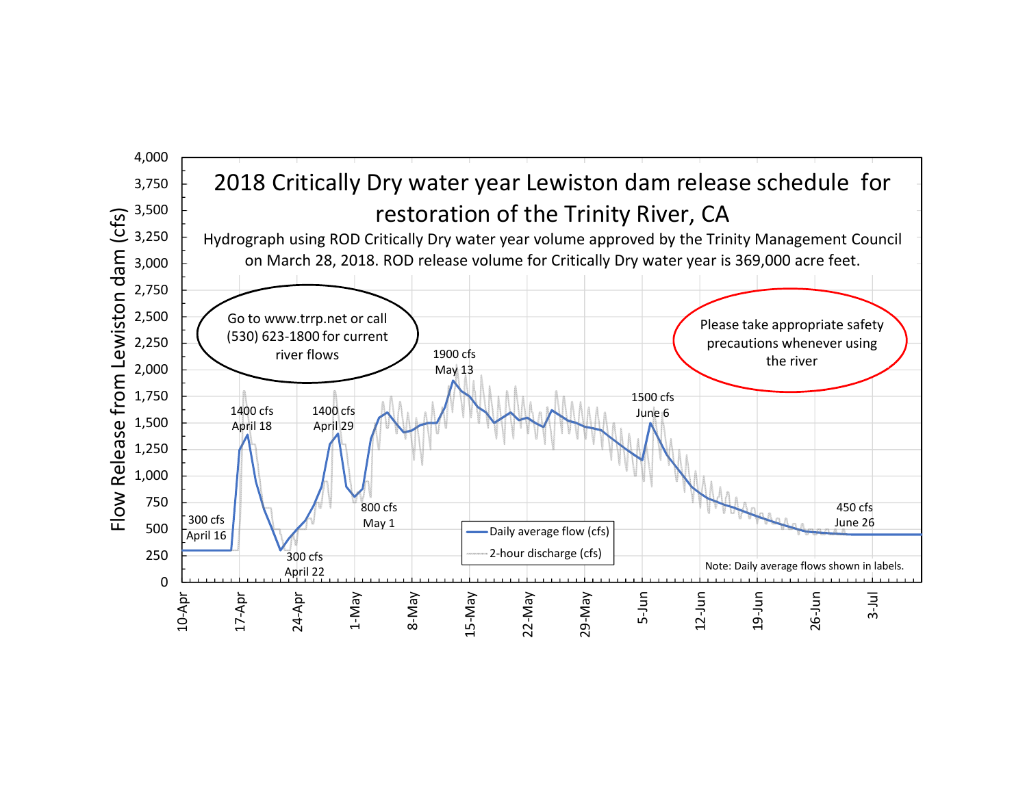# 2018 Critically Dry water year Lewiston dam release schedule for restoration of the Trinity River, CA

Hydrograph using ROD Critically Dry water year volume approved by the Trinity Management Council on March 28, 2018. ROD release volume for Critically Dry water year is 369,000 acre feet.

Go to www.trrp.net or call (530) 623-1800 for current river flows

Please take appropriate safety precautions whenever using the river

- 300 cfs April 16
- 1400 cfs April 18
- 300 cfs April 22
- 1400 cfs April 29
- 800 cfs May 1
- 1900 cfs May 13
- 1500 cfs June 6
- 450 cfs June 26

Legend: Daily average flow (cfs); 2-hour discharge (cfs)

Note: Daily average flows shown in labels.

Y-axis: Flow Release from Lewiston dam (cfs), 0 to 4,000

X-axis: 10-Apr, 17-Apr, 24-Apr, 1-May, 8-May, 15-May, 22-May, 29-May, 5-Jun, 12-Jun, 19-Jun, 26-Jun, 3-Jul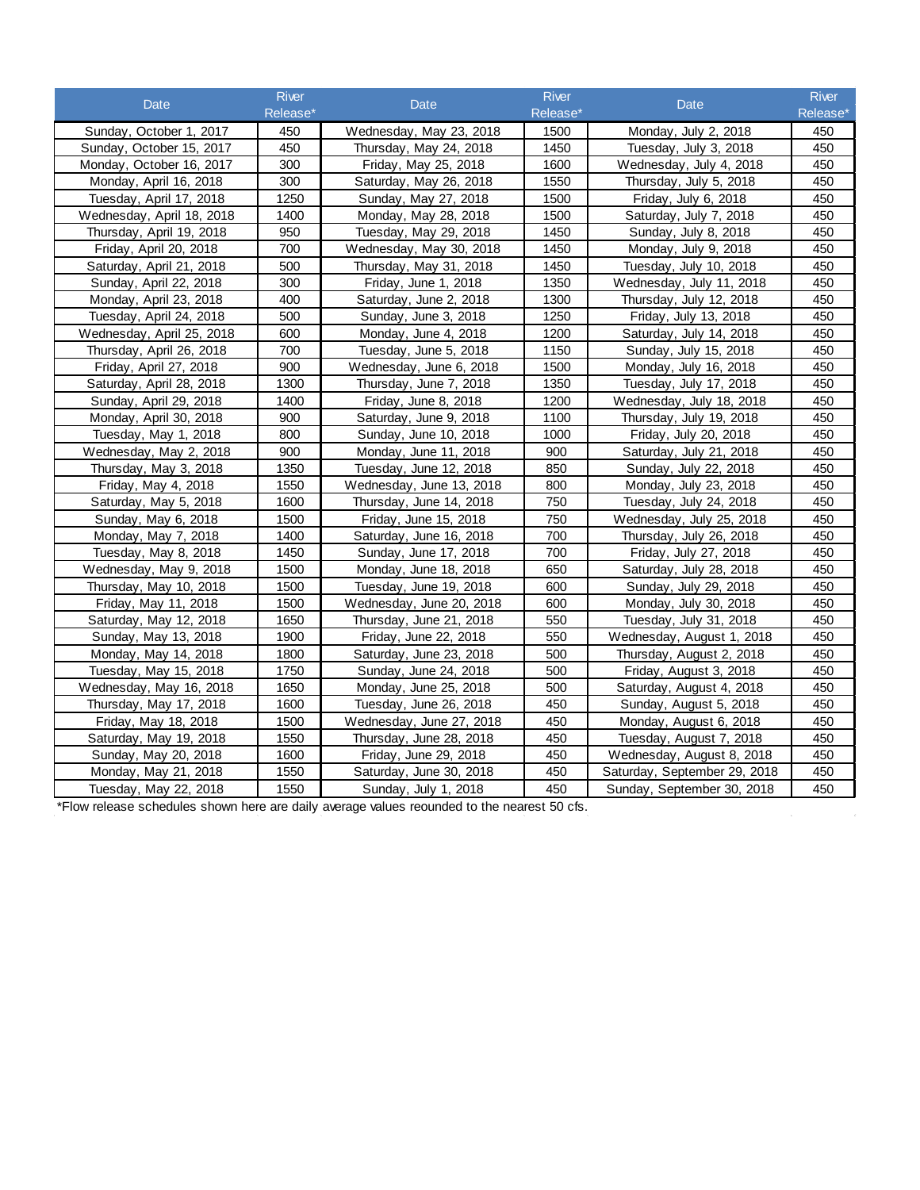| Date | River Release* | Date | River Release* | Date | River Release* |
|---|---|---|---|---|---|
| Sunday, October 1, 2017 | 450 | Wednesday, May 23, 2018 | 1500 | Monday, July 2, 2018 | 450 |
| Sunday, October 15, 2017 | 450 | Thursday, May 24, 2018 | 1450 | Tuesday, July 3, 2018 | 450 |
| Monday, October 16, 2017 | 300 | Friday, May 25, 2018 | 1600 | Wednesday, July 4, 2018 | 450 |
| Monday, April 16, 2018 | 300 | Saturday, May 26, 2018 | 1550 | Thursday, July 5, 2018 | 450 |
| Tuesday, April 17, 2018 | 1250 | Sunday, May 27, 2018 | 1500 | Friday, July 6, 2018 | 450 |
| Wednesday, April 18, 2018 | 1400 | Monday, May 28, 2018 | 1500 | Saturday, July 7, 2018 | 450 |
| Thursday, April 19, 2018 | 950 | Tuesday, May 29, 2018 | 1450 | Sunday, July 8, 2018 | 450 |
| Friday, April 20, 2018 | 700 | Wednesday, May 30, 2018 | 1450 | Monday, July 9, 2018 | 450 |
| Saturday, April 21, 2018 | 500 | Thursday, May 31, 2018 | 1450 | Tuesday, July 10, 2018 | 450 |
| Sunday, April 22, 2018 | 300 | Friday, June 1, 2018 | 1350 | Wednesday, July 11, 2018 | 450 |
| Monday, April 23, 2018 | 400 | Saturday, June 2, 2018 | 1300 | Thursday, July 12, 2018 | 450 |
| Tuesday, April 24, 2018 | 500 | Sunday, June 3, 2018 | 1250 | Friday, July 13, 2018 | 450 |
| Wednesday, April 25, 2018 | 600 | Monday, June 4, 2018 | 1200 | Saturday, July 14, 2018 | 450 |
| Thursday, April 26, 2018 | 700 | Tuesday, June 5, 2018 | 1150 | Sunday, July 15, 2018 | 450 |
| Friday, April 27, 2018 | 900 | Wednesday, June 6, 2018 | 1500 | Monday, July 16, 2018 | 450 |
| Saturday, April 28, 2018 | 1300 | Thursday, June 7, 2018 | 1350 | Tuesday, July 17, 2018 | 450 |
| Sunday, April 29, 2018 | 1400 | Friday, June 8, 2018 | 1200 | Wednesday, July 18, 2018 | 450 |
| Monday, April 30, 2018 | 900 | Saturday, June 9, 2018 | 1100 | Thursday, July 19, 2018 | 450 |
| Tuesday, May 1, 2018 | 800 | Sunday, June 10, 2018 | 1000 | Friday, July 20, 2018 | 450 |
| Wednesday, May 2, 2018 | 900 | Monday, June 11, 2018 | 900 | Saturday, July 21, 2018 | 450 |
| Thursday, May 3, 2018 | 1350 | Tuesday, June 12, 2018 | 850 | Sunday, July 22, 2018 | 450 |
| Friday, May 4, 2018 | 1550 | Wednesday, June 13, 2018 | 800 | Monday, July 23, 2018 | 450 |
| Saturday, May 5, 2018 | 1600 | Thursday, June 14, 2018 | 750 | Tuesday, July 24, 2018 | 450 |
| Sunday, May 6, 2018 | 1500 | Friday, June 15, 2018 | 750 | Wednesday, July 25, 2018 | 450 |
| Monday, May 7, 2018 | 1400 | Saturday, June 16, 2018 | 700 | Thursday, July 26, 2018 | 450 |
| Tuesday, May 8, 2018 | 1450 | Sunday, June 17, 2018 | 700 | Friday, July 27, 2018 | 450 |
| Wednesday, May 9, 2018 | 1500 | Monday, June 18, 2018 | 650 | Saturday, July 28, 2018 | 450 |
| Thursday, May 10, 2018 | 1500 | Tuesday, June 19, 2018 | 600 | Sunday, July 29, 2018 | 450 |
| Friday, May 11, 2018 | 1500 | Wednesday, June 20, 2018 | 600 | Monday, July 30, 2018 | 450 |
| Saturday, May 12, 2018 | 1650 | Thursday, June 21, 2018 | 550 | Tuesday, July 31, 2018 | 450 |
| Sunday, May 13, 2018 | 1900 | Friday, June 22, 2018 | 550 | Wednesday, August 1, 2018 | 450 |
| Monday, May 14, 2018 | 1800 | Saturday, June 23, 2018 | 500 | Thursday, August 2, 2018 | 450 |
| Tuesday, May 15, 2018 | 1750 | Sunday, June 24, 2018 | 500 | Friday, August 3, 2018 | 450 |
| Wednesday, May 16, 2018 | 1650 | Monday, June 25, 2018 | 500 | Saturday, August 4, 2018 | 450 |
| Thursday, May 17, 2018 | 1600 | Tuesday, June 26, 2018 | 450 | Sunday, August 5, 2018 | 450 |
| Friday, May 18, 2018 | 1500 | Wednesday, June 27, 2018 | 450 | Monday, August 6, 2018 | 450 |
| Saturday, May 19, 2018 | 1550 | Thursday, June 28, 2018 | 450 | Tuesday, August 7, 2018 | 450 |
| Sunday, May 20, 2018 | 1600 | Friday, June 29, 2018 | 450 | Wednesday, August 8, 2018 | 450 |
| Monday, May 21, 2018 | 1550 | Saturday, June 30, 2018 | 450 | Saturday, September 29, 2018 | 450 |
| Tuesday, May 22, 2018 | 1550 | Sunday, July 1, 2018 | 450 | Sunday, September 30, 2018 | 450 |

*Flow release schedules shown here are daily average values reounded to the nearest 50 cfs.